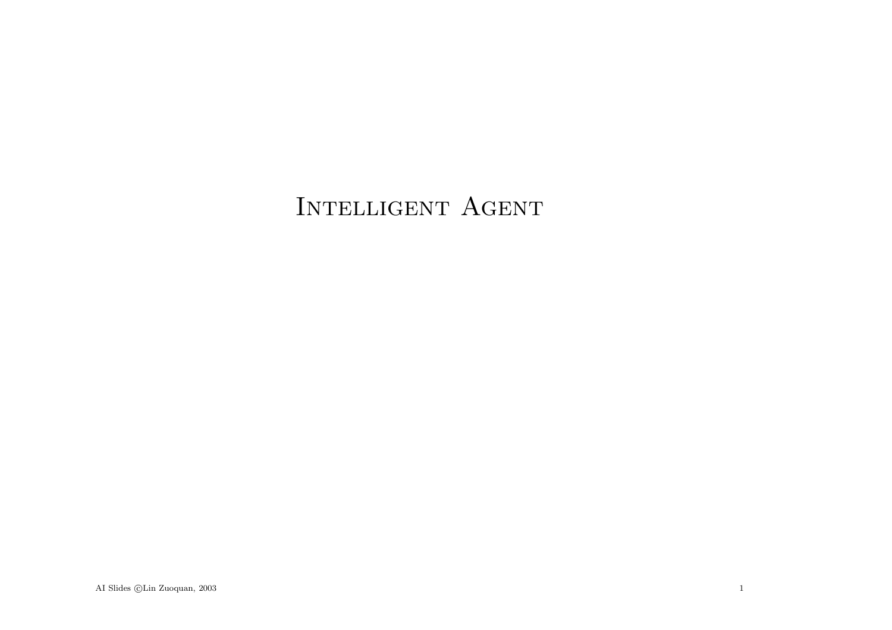# Intelligent Agent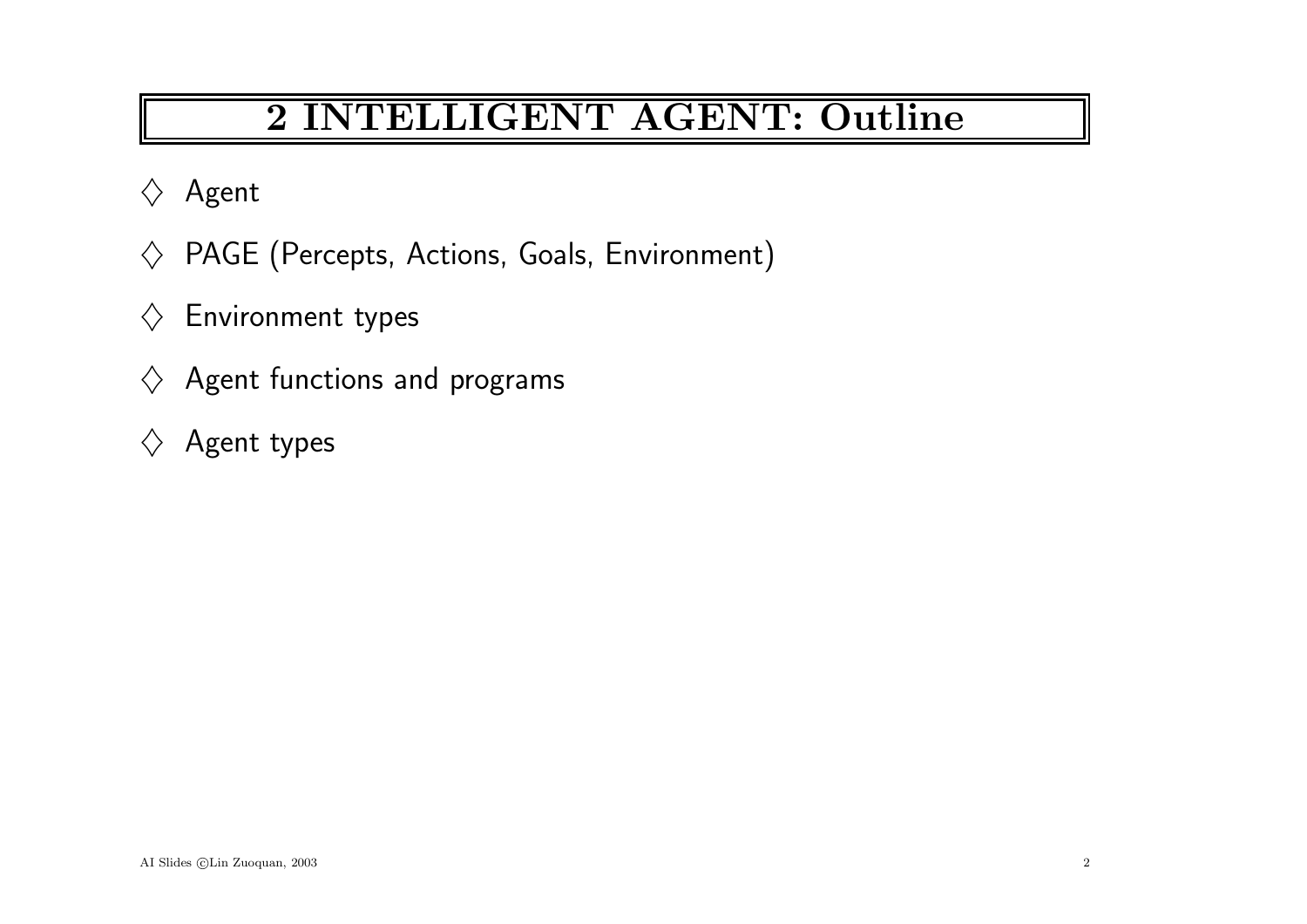# 2 INTELLIGENT AGENT: Outline

◇ Agent

◇ PAGE (Percepts, Actions, Goals, Environment)

◇ Environment types

◇ Agent functions and programs

◇ Agent types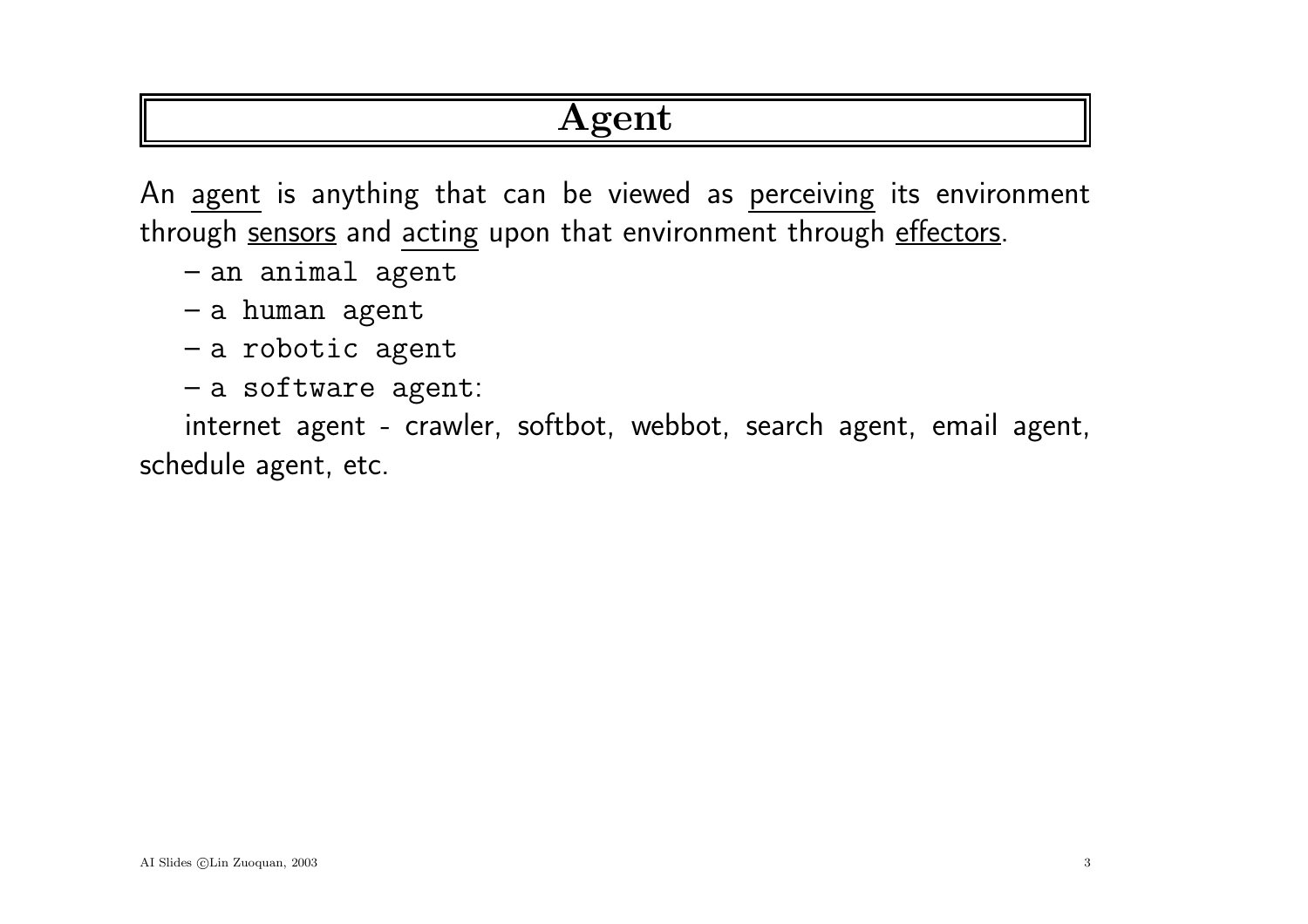# Agent

An agent is anything that can be viewed as perceiving its environment through sensors and acting upon that environment through effectors.

– an animal agent

– a human agent

– a robotic agent

– a software agent:

internet agent - crawler, softbot, webbot, search agent, email agent, schedule agent, etc.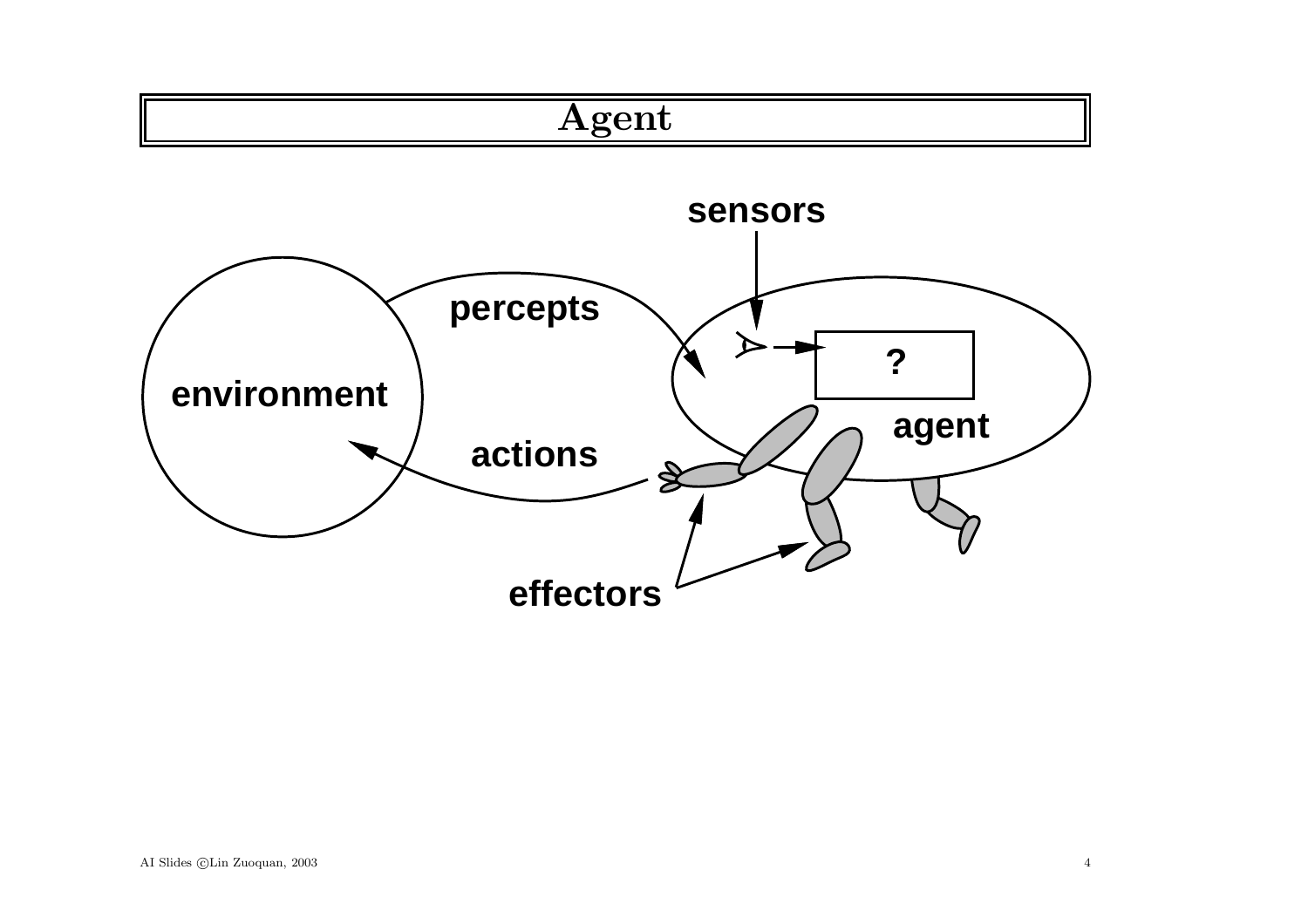# Agent

sensors

percepts

environment

?

agent

actions

effectors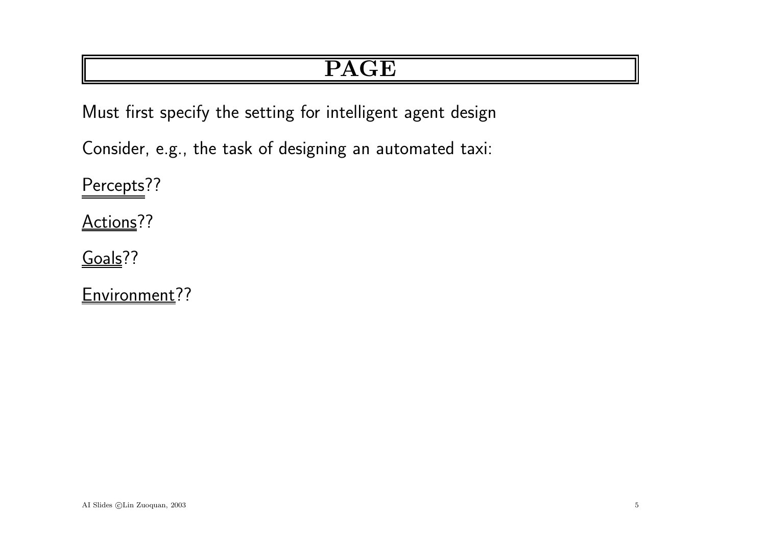# PAGE

Must first specify the setting for intelligent agent design

Consider, e.g., the task of designing an automated taxi:

Percepts??

Actions??

Goals??

Environment??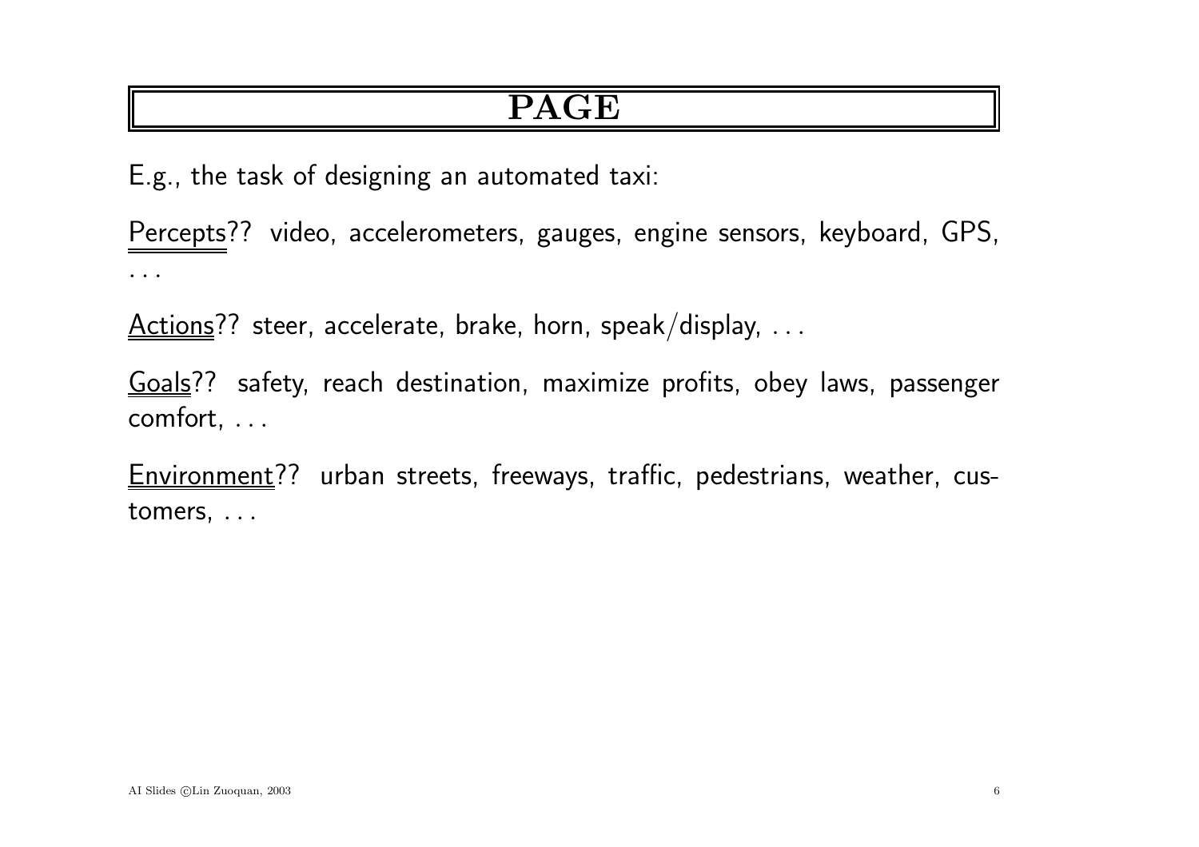# PAGE

E.g., the task of designing an automated taxi:

Percepts?? video, accelerometers, gauges, engine sensors, keyboard, GPS, ...

Actions?? steer, accelerate, brake, horn, speak/display, ...

Goals?? safety, reach destination, maximize profits, obey laws, passenger comfort, ...

Environment?? urban streets, freeways, traffic, pedestrians, weather, customers, ...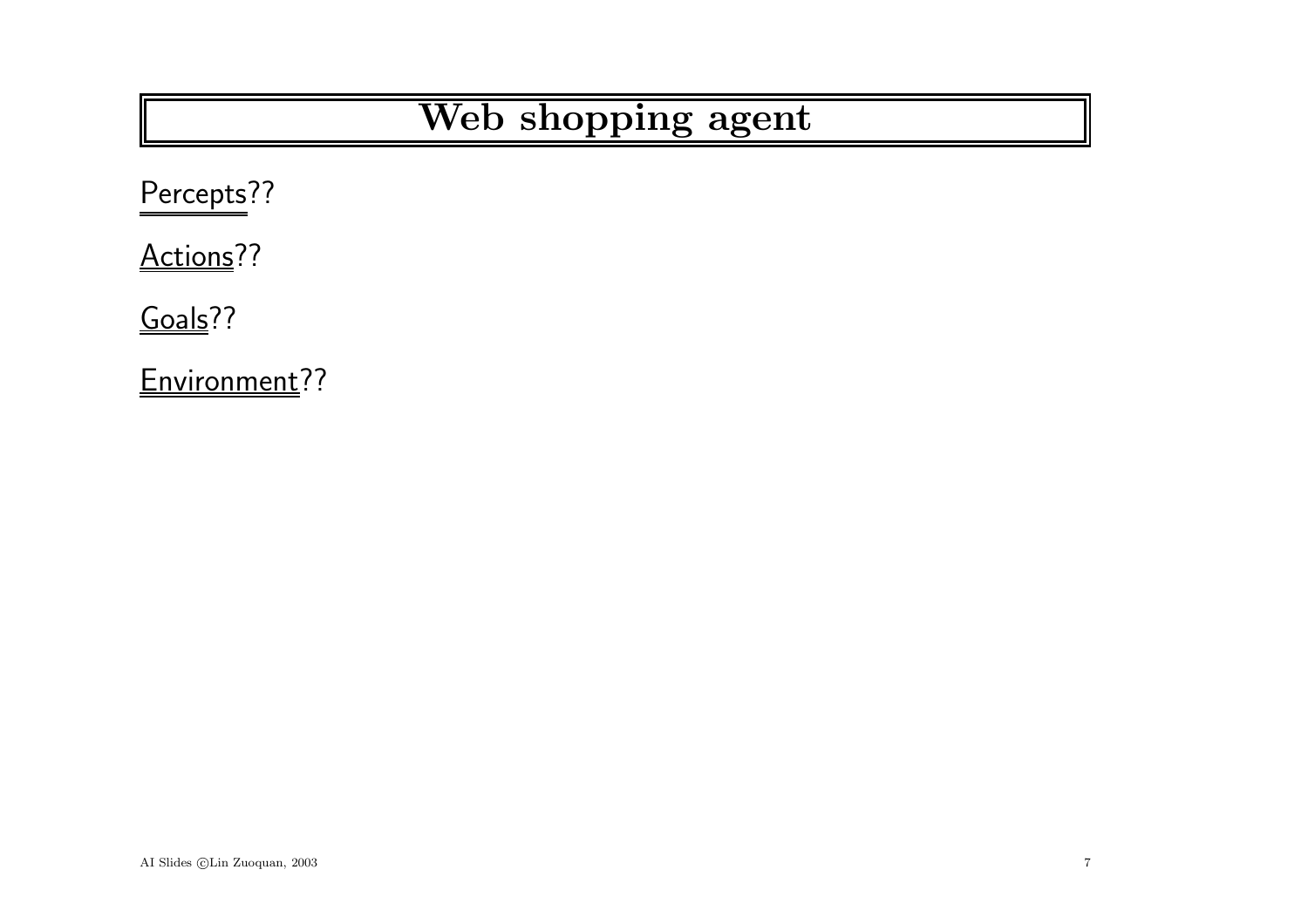# Web shopping agent

Percepts??

Actions??

Goals??

Environment??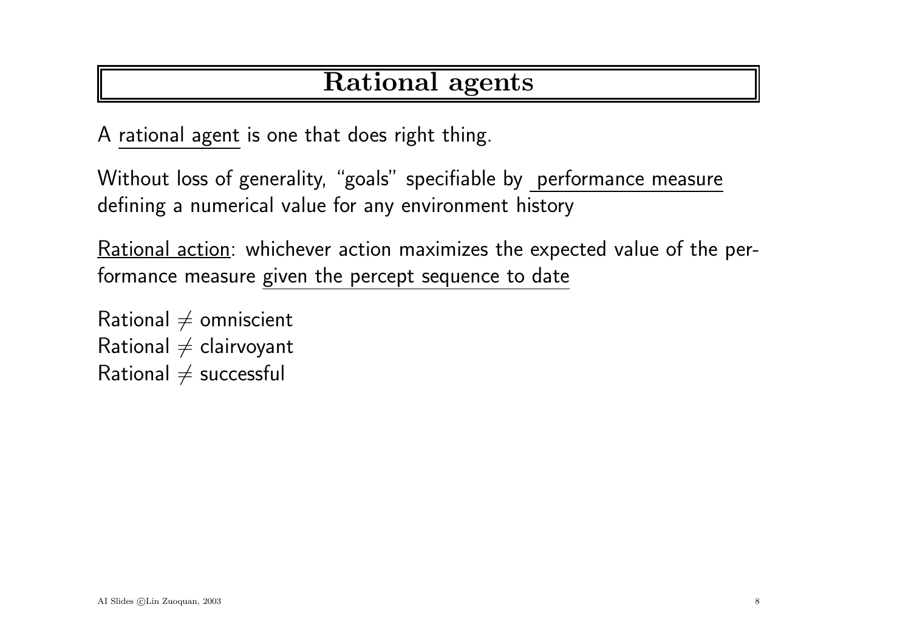# Rational agents

A rational agent is one that does right thing.

Without loss of generality, "goals" specifiable by performance measure defining a numerical value for any environment history

Rational action: whichever action maximizes the expected value of the performance measure given the percept sequence to date

Rational $\neq$ omniscient
Rational $\neq$ clairvoyant
Rational $\neq$ successful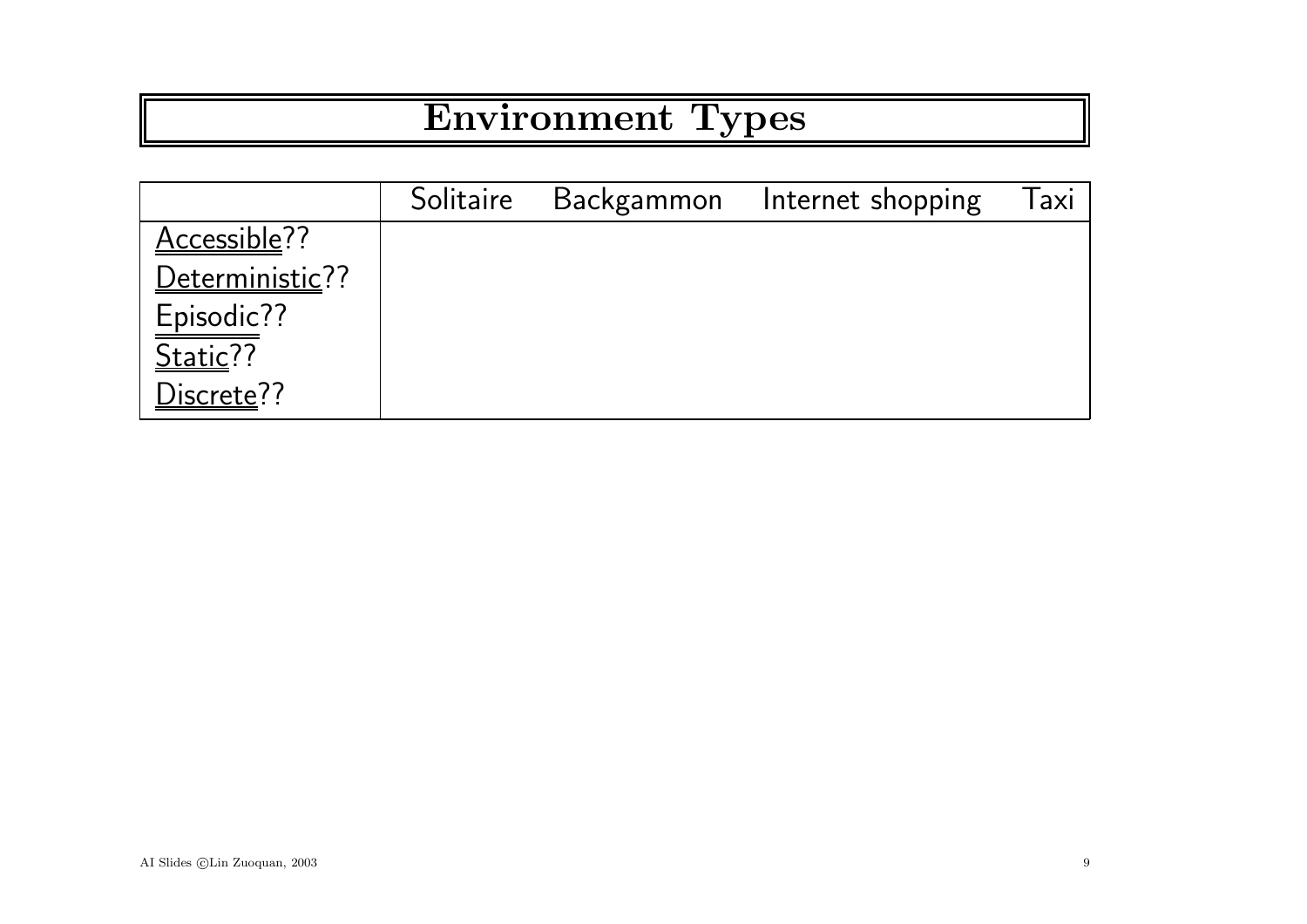# Environment Types

| | Solitaire | Backgammon | Internet shopping | Taxi |
|---|---|---|---|---|
| Accessible?? | | | | |
| Deterministic?? | | | | |
| Episodic?? | | | | |
| Static?? | | | | |
| Discrete?? | | | | |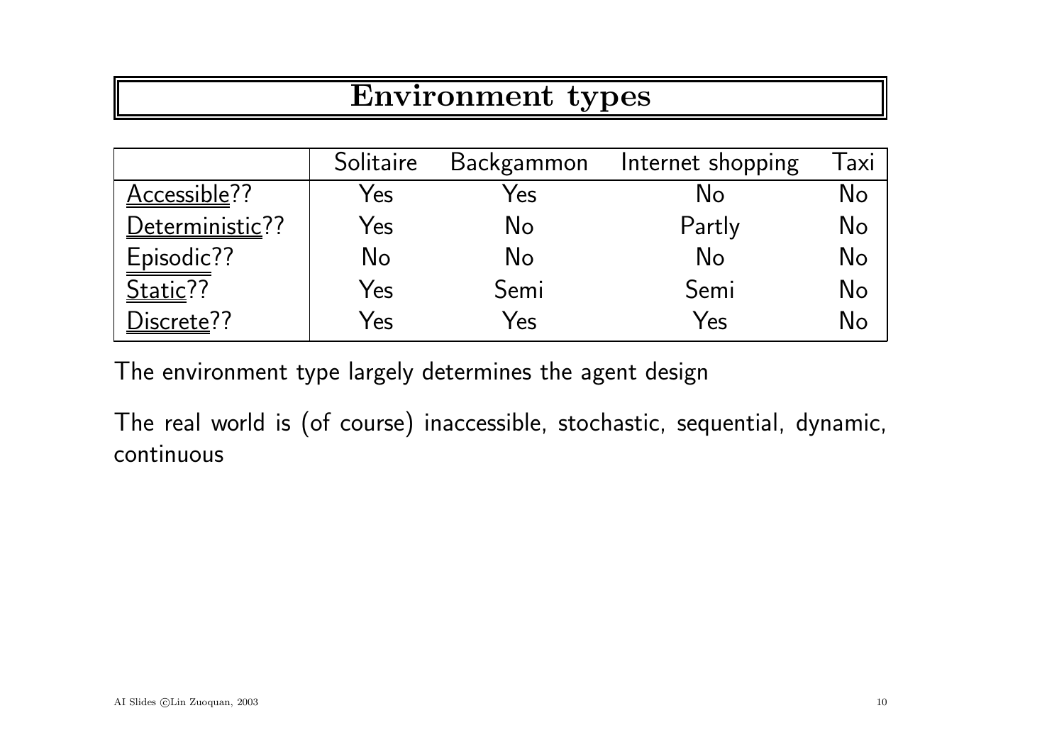# Environment types

| | Solitaire | Backgammon | Internet shopping | Taxi |
|---|---|---|---|---|
| Accessible?? | Yes | Yes | No | No |
| Deterministic?? | Yes | No | Partly | No |
| Episodic?? | No | No | No | No |
| Static?? | Yes | Semi | Semi | No |
| Discrete?? | Yes | Yes | Yes | No |

The environment type largely determines the agent design

The real world is (of course) inaccessible, stochastic, sequential, dynamic, continuous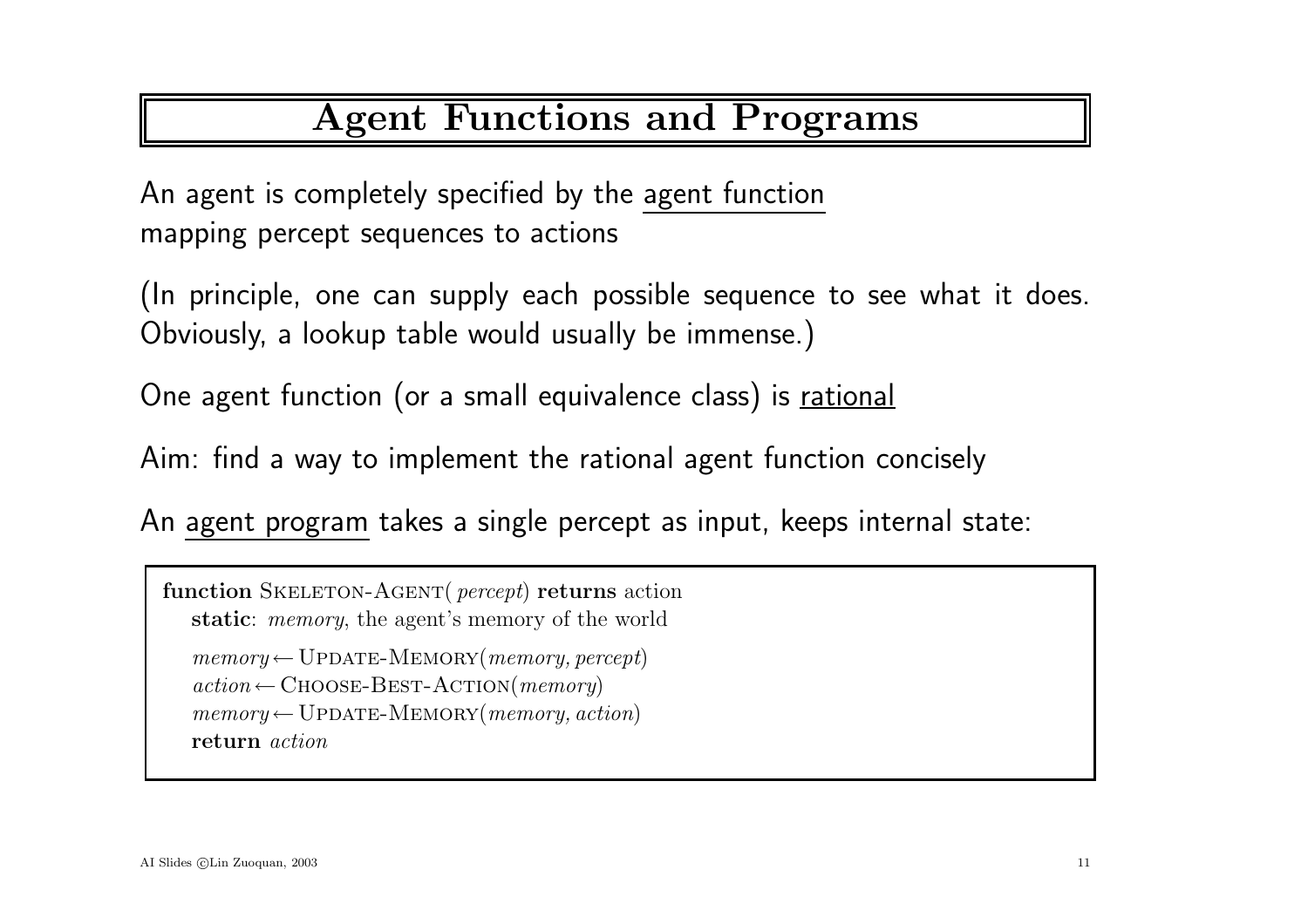# Agent Functions and Programs

An agent is completely specified by the agent function mapping percept sequences to actions

(In principle, one can supply each possible sequence to see what it does. Obviously, a lookup table would usually be immense.)

One agent function (or a small equivalence class) is rational

Aim: find a way to implement the rational agent function concisely

An agent program takes a single percept as input, keeps internal state:

```
function SKELETON-AGENT( percept) returns action
   static: memory, the agent's memory of the world

   memory ← UPDATE-MEMORY(memory, percept)
   action ← CHOOSE-BEST-ACTION(memory)
   memory ← UPDATE-MEMORY(memory, action)
   return action
```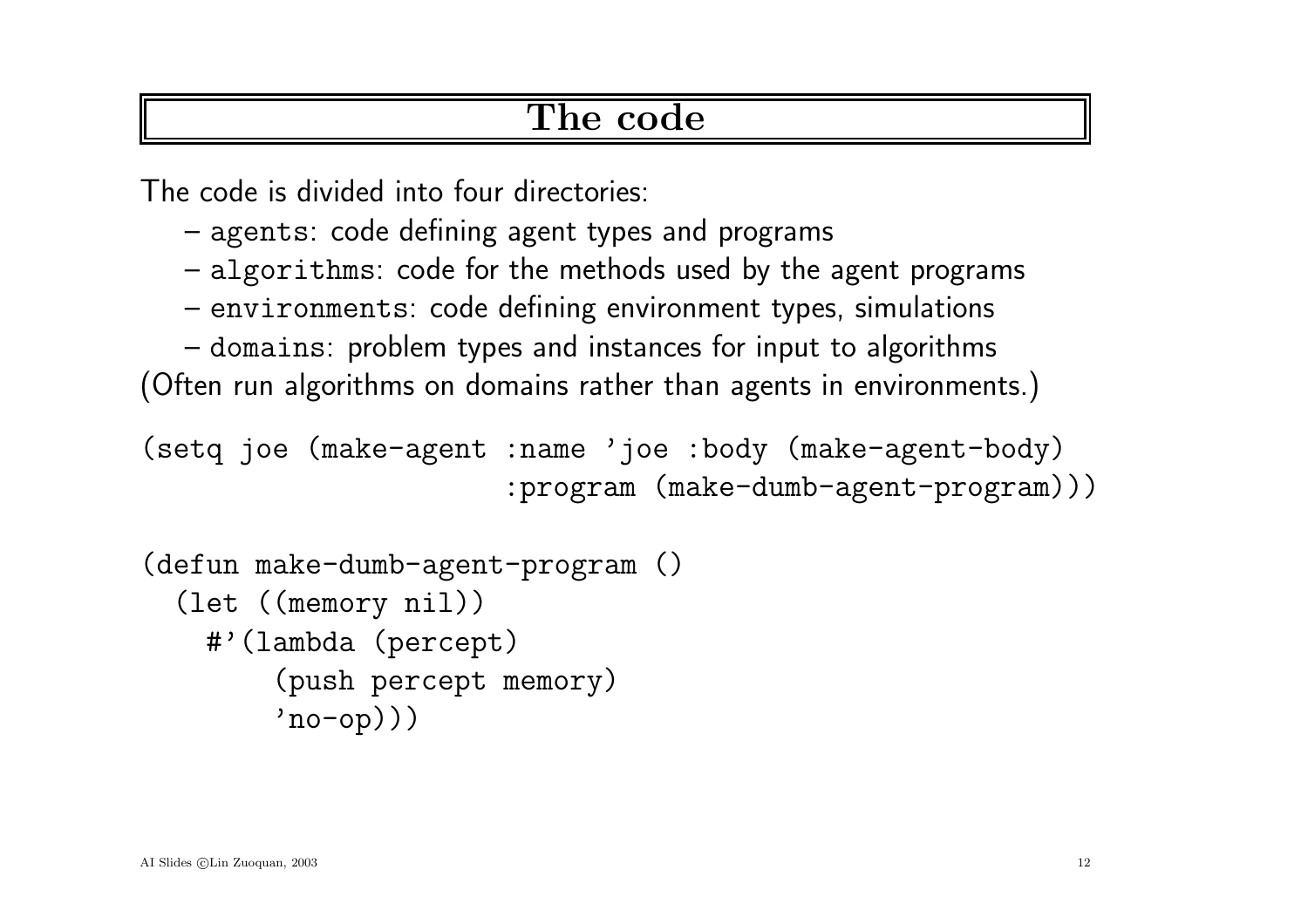# The code

The code is divided into four directories:

– agents: code defining agent types and programs
– algorithms: code for the methods used by the agent programs
– environments: code defining environment types, simulations
– domains: problem types and instances for input to algorithms

(Often run algorithms on domains rather than agents in environments.)

```
(setq joe (make-agent :name 'joe :body (make-agent-body)
                      :program (make-dumb-agent-program)))
```

```
(defun make-dumb-agent-program ()
  (let ((memory nil))
    #'(lambda (percept)
        (push percept memory)
        'no-op)))
```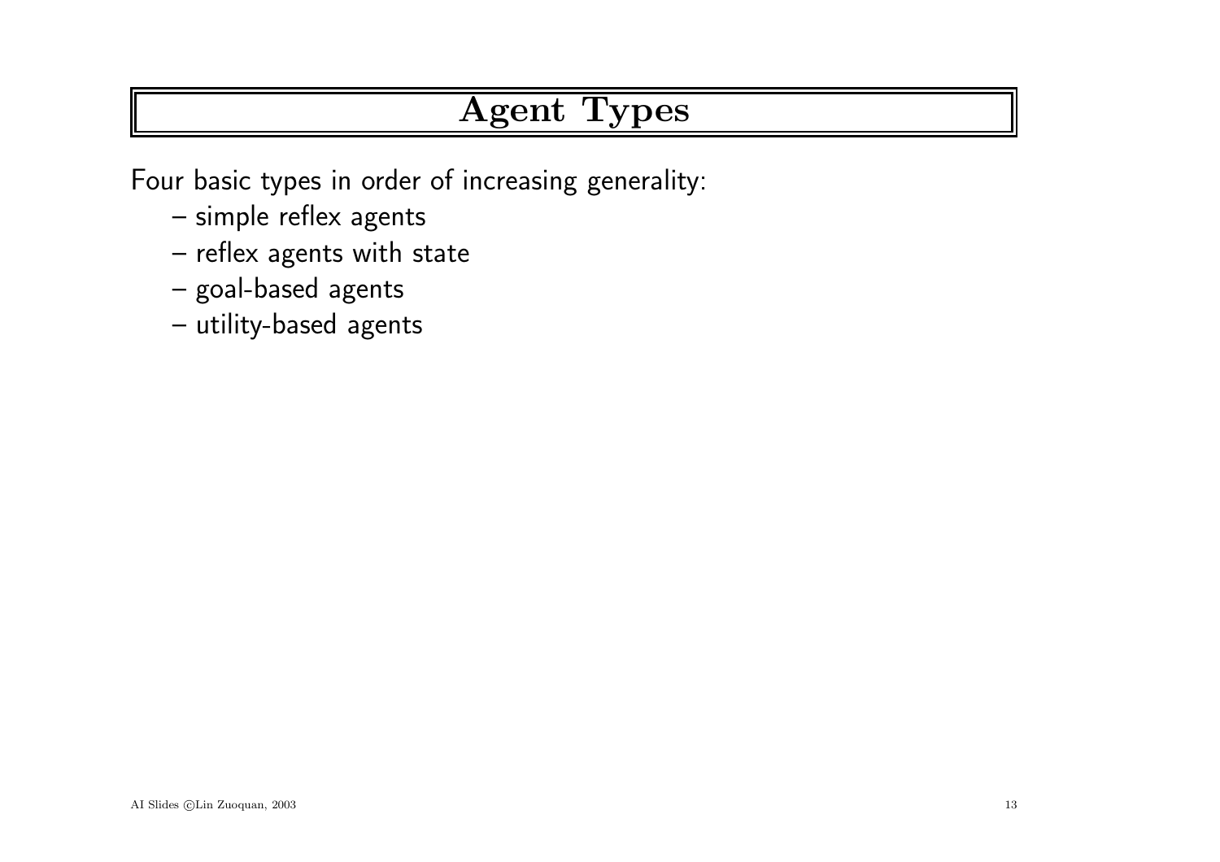# Agent Types

Four basic types in order of increasing generality:

- simple reflex agents
- reflex agents with state
- goal-based agents
- utility-based agents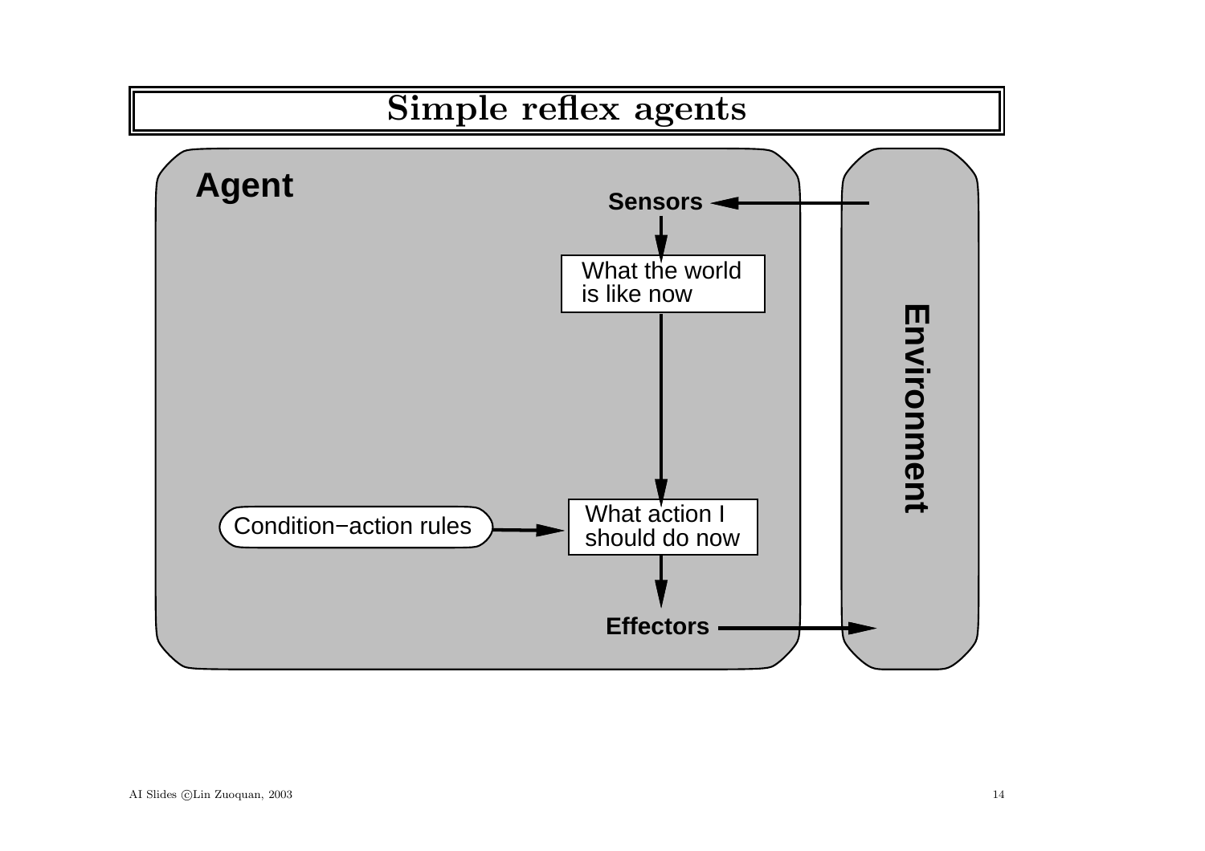# Simple reflex agents

Agent

Sensors

What the world is like now

Condition−action rules

What action I should do now

Effectors

Environment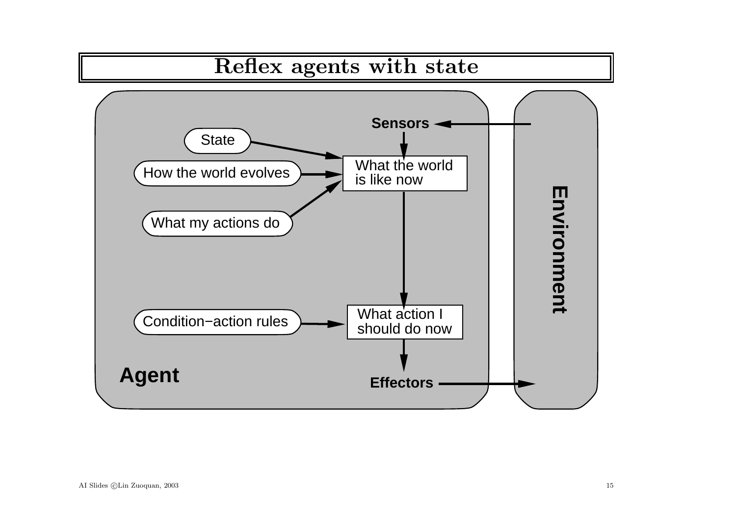# Reflex agents with state

Agent

Sensors

State

How the world evolves

What my actions do

What the world is like now

Condition−action rules

What action I should do now

Effectors

Environment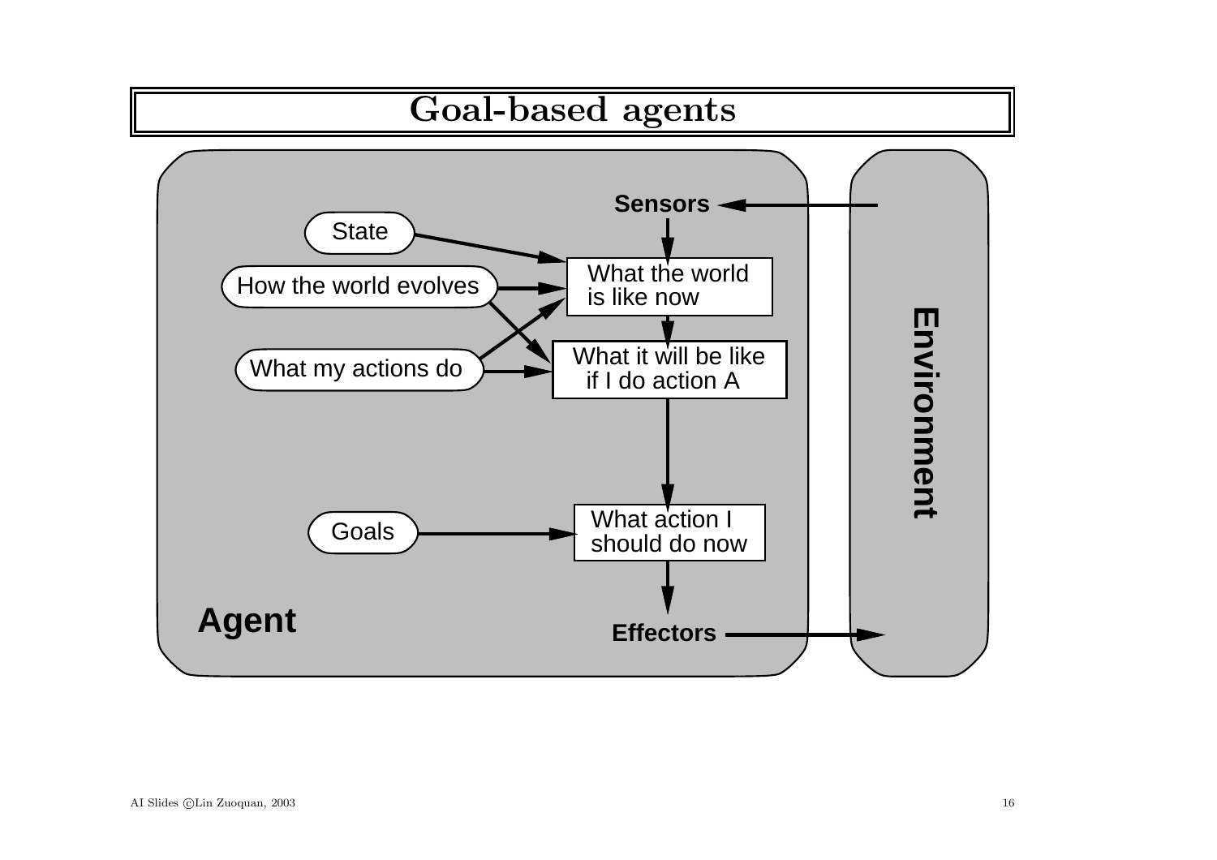# Goal-based agents

**Agent**

State

How the world evolves

What my actions do

Goals

**Sensors**

What the world is like now

What it will be like if I do action A

What action I should do now

**Effectors**

**Environment**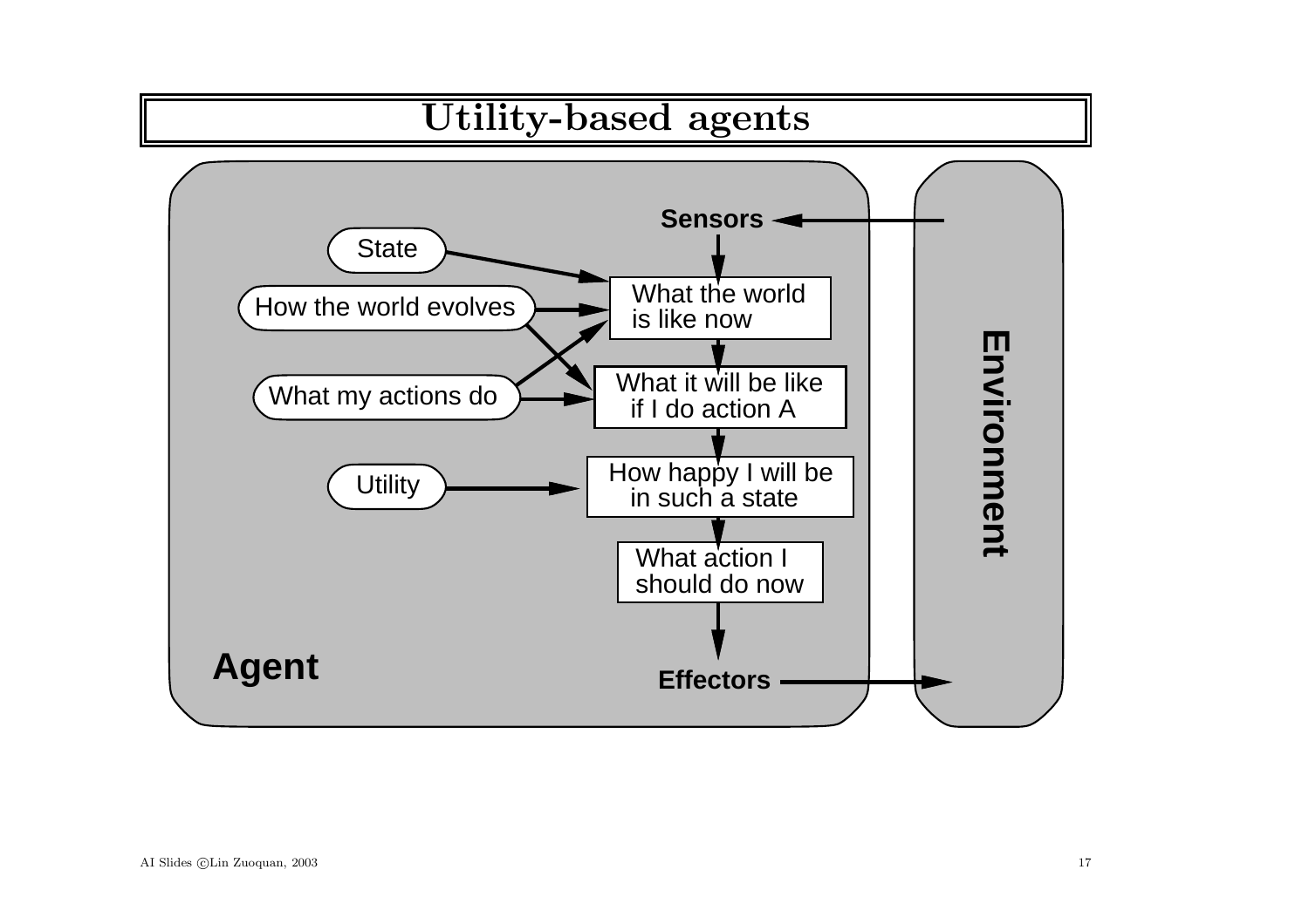# Utility-based agents

Sensors

State

How the world evolves

What my actions do

Utility

What the world is like now

What it will be like if I do action A

How happy I will be in such a state

What action I should do now

Agent

Effectors

Environment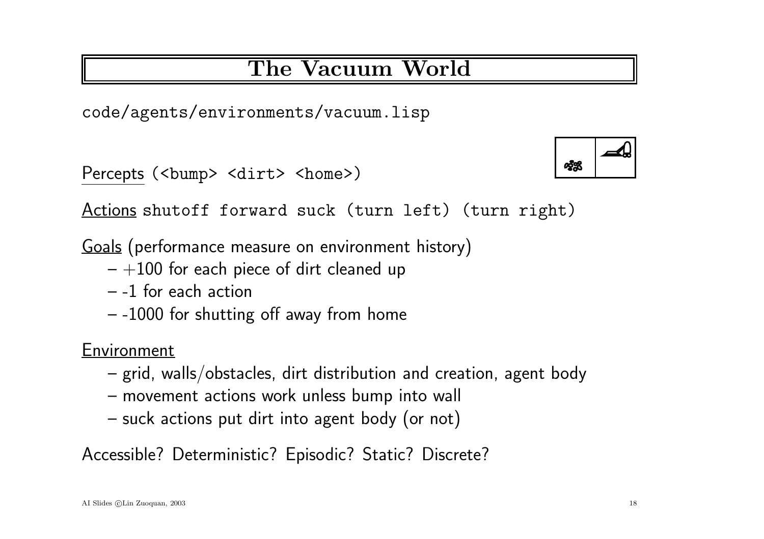# The Vacuum World

`code/agents/environments/vacuum.lisp`

Percepts `(<bump> <dirt> <home>)`

Actions `shutoff forward suck (turn left) (turn right)`

Goals (performance measure on environment history)

- +100 for each piece of dirt cleaned up
- -1 for each action
- -1000 for shutting off away from home

Environment

- grid, walls/obstacles, dirt distribution and creation, agent body
- movement actions work unless bump into wall
- suck actions put dirt into agent body (or not)

Accessible? Deterministic? Episodic? Static? Discrete?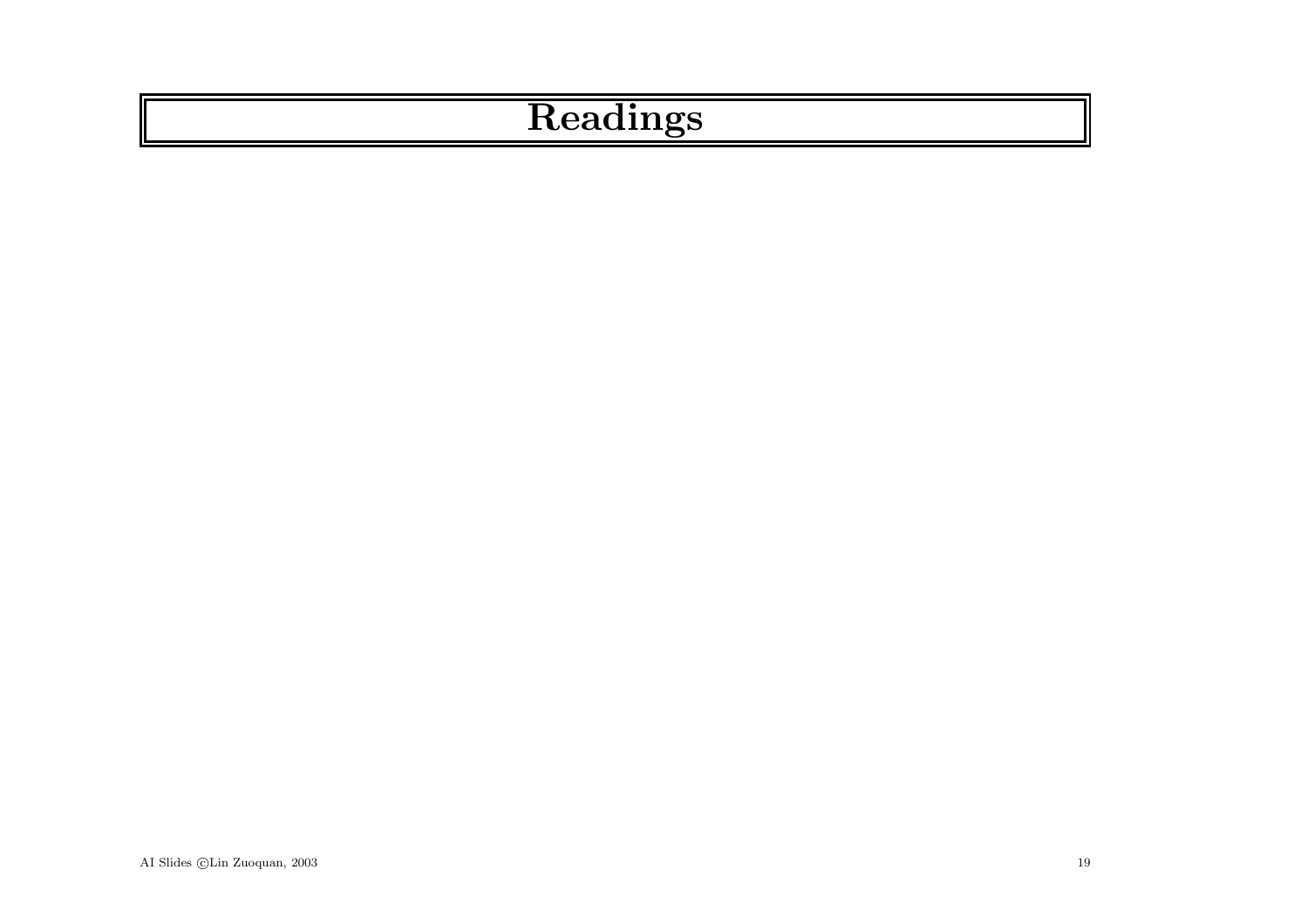# Readings